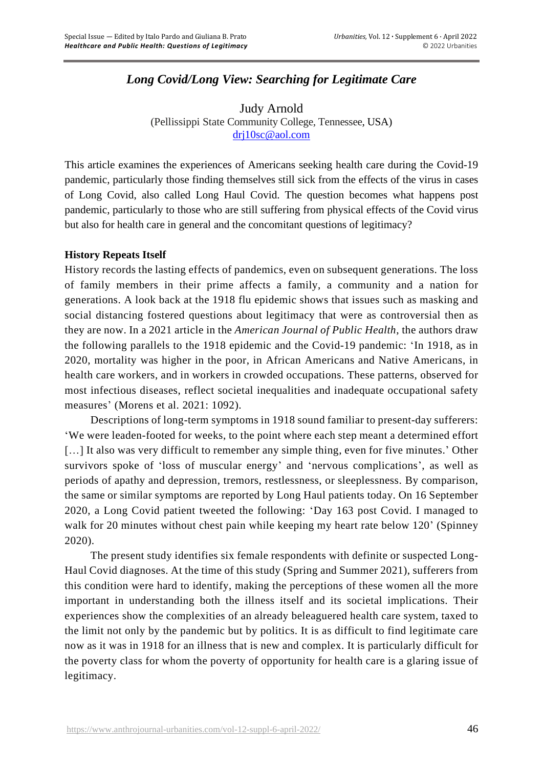# *Long Covid/Long View: Searching for Legitimate Care*

Judy Arnold
(Pellissippi State Community College, Tennessee, USA)
drj10sc@aol.com

This article examines the experiences of Americans seeking health care during the Covid-19 pandemic, particularly those finding themselves still sick from the effects of the virus in cases of Long Covid, also called Long Haul Covid. The question becomes what happens post pandemic, particularly to those who are still suffering from physical effects of the Covid virus but also for health care in general and the concomitant questions of legitimacy?

## History Repeats Itself

History records the lasting effects of pandemics, even on subsequent generations. The loss of family members in their prime affects a family, a community and a nation for generations. A look back at the 1918 flu epidemic shows that issues such as masking and social distancing fostered questions about legitimacy that were as controversial then as they are now. In a 2021 article in the *American Journal of Public Health*, the authors draw the following parallels to the 1918 epidemic and the Covid-19 pandemic: 'In 1918, as in 2020, mortality was higher in the poor, in African Americans and Native Americans, in health care workers, and in workers in crowded occupations. These patterns, observed for most infectious diseases, reflect societal inequalities and inadequate occupational safety measures' (Morens et al. 2021: 1092).

Descriptions of long-term symptoms in 1918 sound familiar to present-day sufferers: 'We were leaden-footed for weeks, to the point where each step meant a determined effort […] It also was very difficult to remember any simple thing, even for five minutes.' Other survivors spoke of 'loss of muscular energy' and 'nervous complications', as well as periods of apathy and depression, tremors, restlessness, or sleeplessness. By comparison, the same or similar symptoms are reported by Long Haul patients today. On 16 September 2020, a Long Covid patient tweeted the following: 'Day 163 post Covid. I managed to walk for 20 minutes without chest pain while keeping my heart rate below 120' (Spinney 2020).

The present study identifies six female respondents with definite or suspected Long-Haul Covid diagnoses. At the time of this study (Spring and Summer 2021), sufferers from this condition were hard to identify, making the perceptions of these women all the more important in understanding both the illness itself and its societal implications. Their experiences show the complexities of an already beleaguered health care system, taxed to the limit not only by the pandemic but by politics. It is as difficult to find legitimate care now as it was in 1918 for an illness that is new and complex. It is particularly difficult for the poverty class for whom the poverty of opportunity for health care is a glaring issue of legitimacy.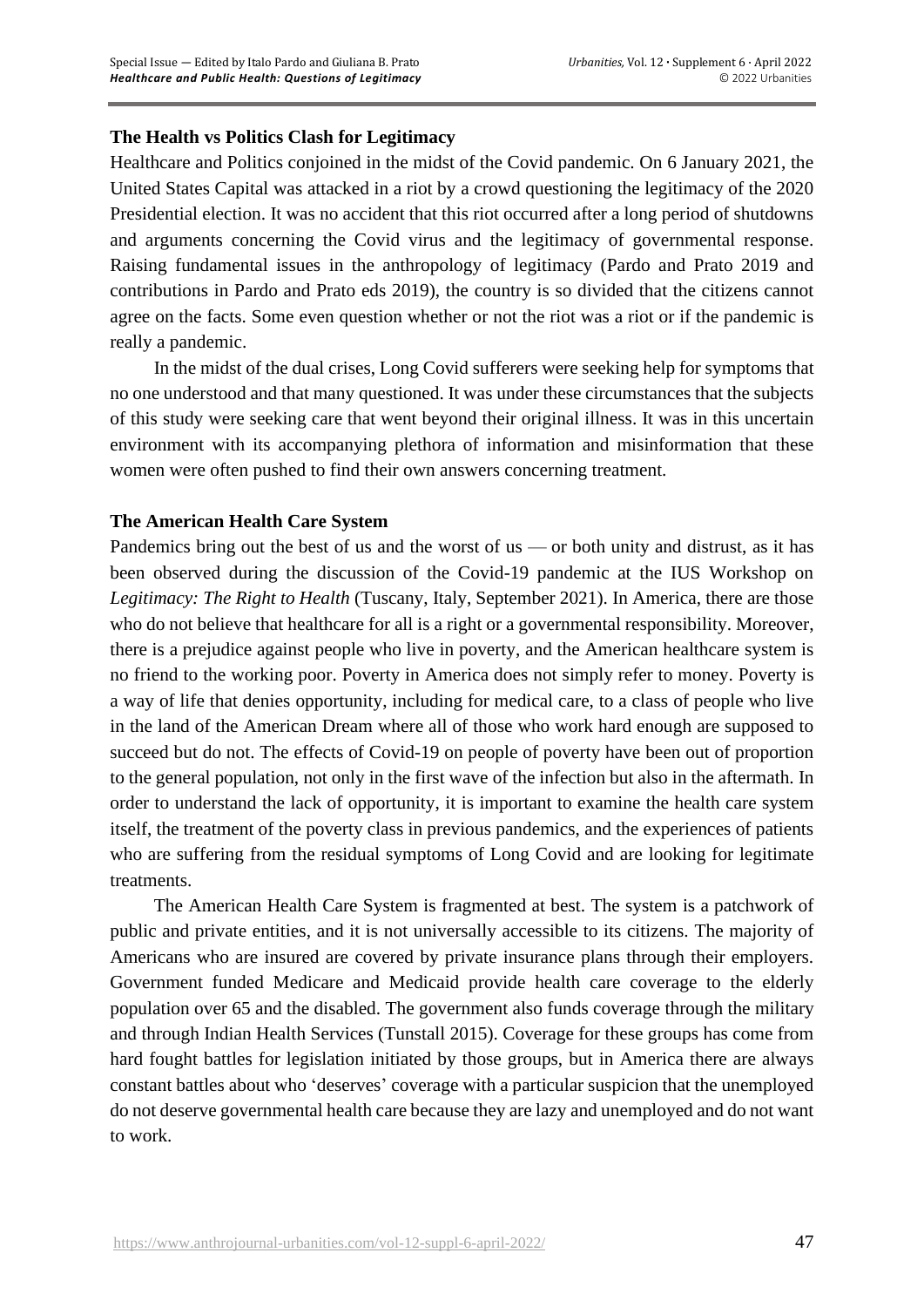## The Health vs Politics Clash for Legitimacy

Healthcare and Politics conjoined in the midst of the Covid pandemic. On 6 January 2021, the United States Capital was attacked in a riot by a crowd questioning the legitimacy of the 2020 Presidential election. It was no accident that this riot occurred after a long period of shutdowns and arguments concerning the Covid virus and the legitimacy of governmental response. Raising fundamental issues in the anthropology of legitimacy (Pardo and Prato 2019 and contributions in Pardo and Prato eds 2019), the country is so divided that the citizens cannot agree on the facts. Some even question whether or not the riot was a riot or if the pandemic is really a pandemic.

In the midst of the dual crises, Long Covid sufferers were seeking help for symptoms that no one understood and that many questioned. It was under these circumstances that the subjects of this study were seeking care that went beyond their original illness. It was in this uncertain environment with its accompanying plethora of information and misinformation that these women were often pushed to find their own answers concerning treatment.

## The American Health Care System

Pandemics bring out the best of us and the worst of us — or both unity and distrust, as it has been observed during the discussion of the Covid-19 pandemic at the IUS Workshop on *Legitimacy: The Right to Health* (Tuscany, Italy, September 2021). In America, there are those who do not believe that healthcare for all is a right or a governmental responsibility. Moreover, there is a prejudice against people who live in poverty, and the American healthcare system is no friend to the working poor. Poverty in America does not simply refer to money. Poverty is a way of life that denies opportunity, including for medical care, to a class of people who live in the land of the American Dream where all of those who work hard enough are supposed to succeed but do not. The effects of Covid-19 on people of poverty have been out of proportion to the general population, not only in the first wave of the infection but also in the aftermath. In order to understand the lack of opportunity, it is important to examine the health care system itself, the treatment of the poverty class in previous pandemics, and the experiences of patients who are suffering from the residual symptoms of Long Covid and are looking for legitimate treatments.

The American Health Care System is fragmented at best. The system is a patchwork of public and private entities, and it is not universally accessible to its citizens. The majority of Americans who are insured are covered by private insurance plans through their employers. Government funded Medicare and Medicaid provide health care coverage to the elderly population over 65 and the disabled. The government also funds coverage through the military and through Indian Health Services (Tunstall 2015). Coverage for these groups has come from hard fought battles for legislation initiated by those groups, but in America there are always constant battles about who 'deserves' coverage with a particular suspicion that the unemployed do not deserve governmental health care because they are lazy and unemployed and do not want to work.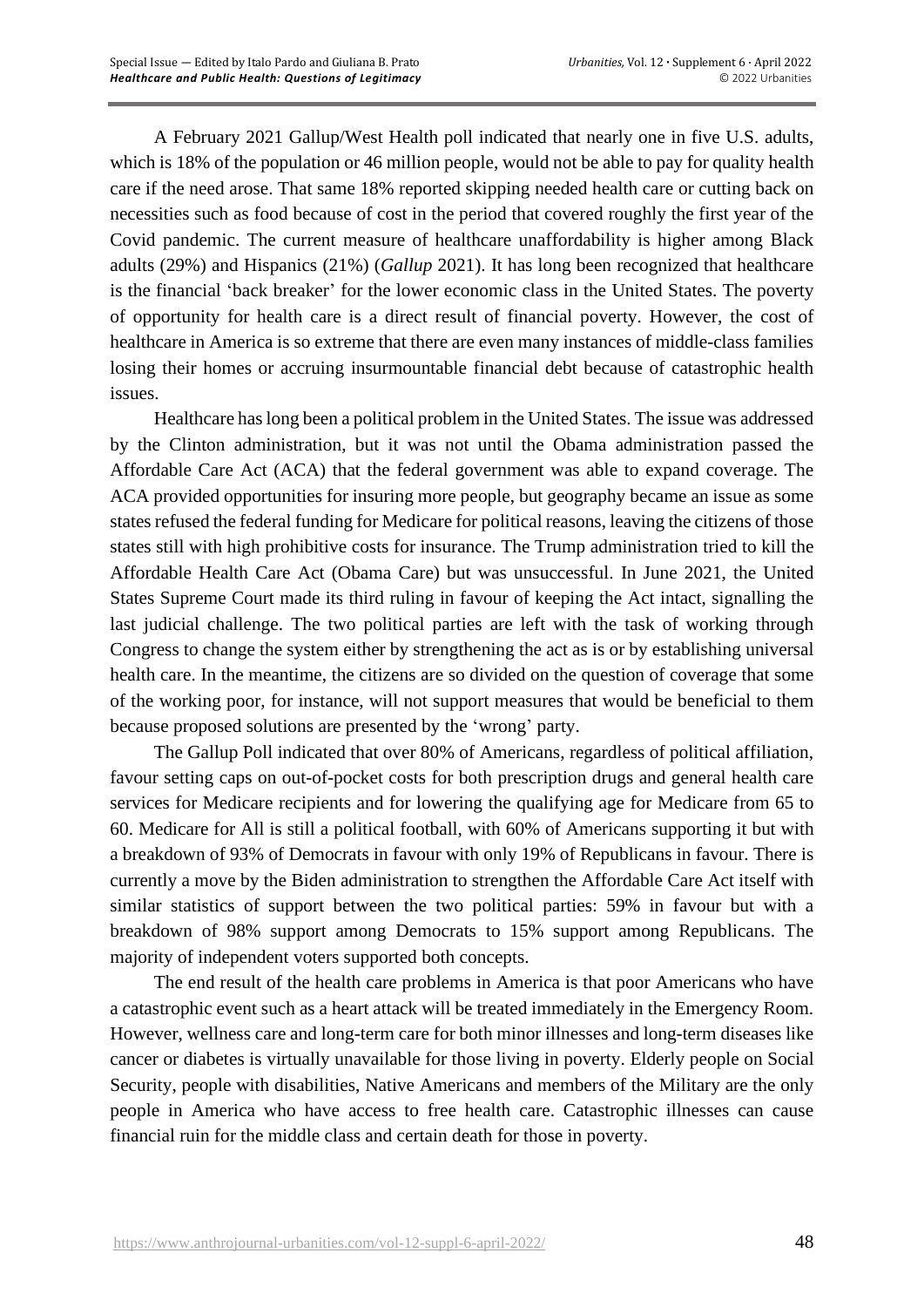A February 2021 Gallup/West Health poll indicated that nearly one in five U.S. adults, which is 18% of the population or 46 million people, would not be able to pay for quality health care if the need arose. That same 18% reported skipping needed health care or cutting back on necessities such as food because of cost in the period that covered roughly the first year of the Covid pandemic. The current measure of healthcare unaffordability is higher among Black adults (29%) and Hispanics (21%) (*Gallup* 2021). It has long been recognized that healthcare is the financial 'back breaker' for the lower economic class in the United States. The poverty of opportunity for health care is a direct result of financial poverty. However, the cost of healthcare in America is so extreme that there are even many instances of middle-class families losing their homes or accruing insurmountable financial debt because of catastrophic health issues.

Healthcare has long been a political problem in the United States. The issue was addressed by the Clinton administration, but it was not until the Obama administration passed the Affordable Care Act (ACA) that the federal government was able to expand coverage. The ACA provided opportunities for insuring more people, but geography became an issue as some states refused the federal funding for Medicare for political reasons, leaving the citizens of those states still with high prohibitive costs for insurance. The Trump administration tried to kill the Affordable Health Care Act (Obama Care) but was unsuccessful. In June 2021, the United States Supreme Court made its third ruling in favour of keeping the Act intact, signalling the last judicial challenge. The two political parties are left with the task of working through Congress to change the system either by strengthening the act as is or by establishing universal health care. In the meantime, the citizens are so divided on the question of coverage that some of the working poor, for instance, will not support measures that would be beneficial to them because proposed solutions are presented by the 'wrong' party.

The Gallup Poll indicated that over 80% of Americans, regardless of political affiliation, favour setting caps on out-of-pocket costs for both prescription drugs and general health care services for Medicare recipients and for lowering the qualifying age for Medicare from 65 to 60. Medicare for All is still a political football, with 60% of Americans supporting it but with a breakdown of 93% of Democrats in favour with only 19% of Republicans in favour. There is currently a move by the Biden administration to strengthen the Affordable Care Act itself with similar statistics of support between the two political parties: 59% in favour but with a breakdown of 98% support among Democrats to 15% support among Republicans. The majority of independent voters supported both concepts.

The end result of the health care problems in America is that poor Americans who have a catastrophic event such as a heart attack will be treated immediately in the Emergency Room. However, wellness care and long-term care for both minor illnesses and long-term diseases like cancer or diabetes is virtually unavailable for those living in poverty. Elderly people on Social Security, people with disabilities, Native Americans and members of the Military are the only people in America who have access to free health care. Catastrophic illnesses can cause financial ruin for the middle class and certain death for those in poverty.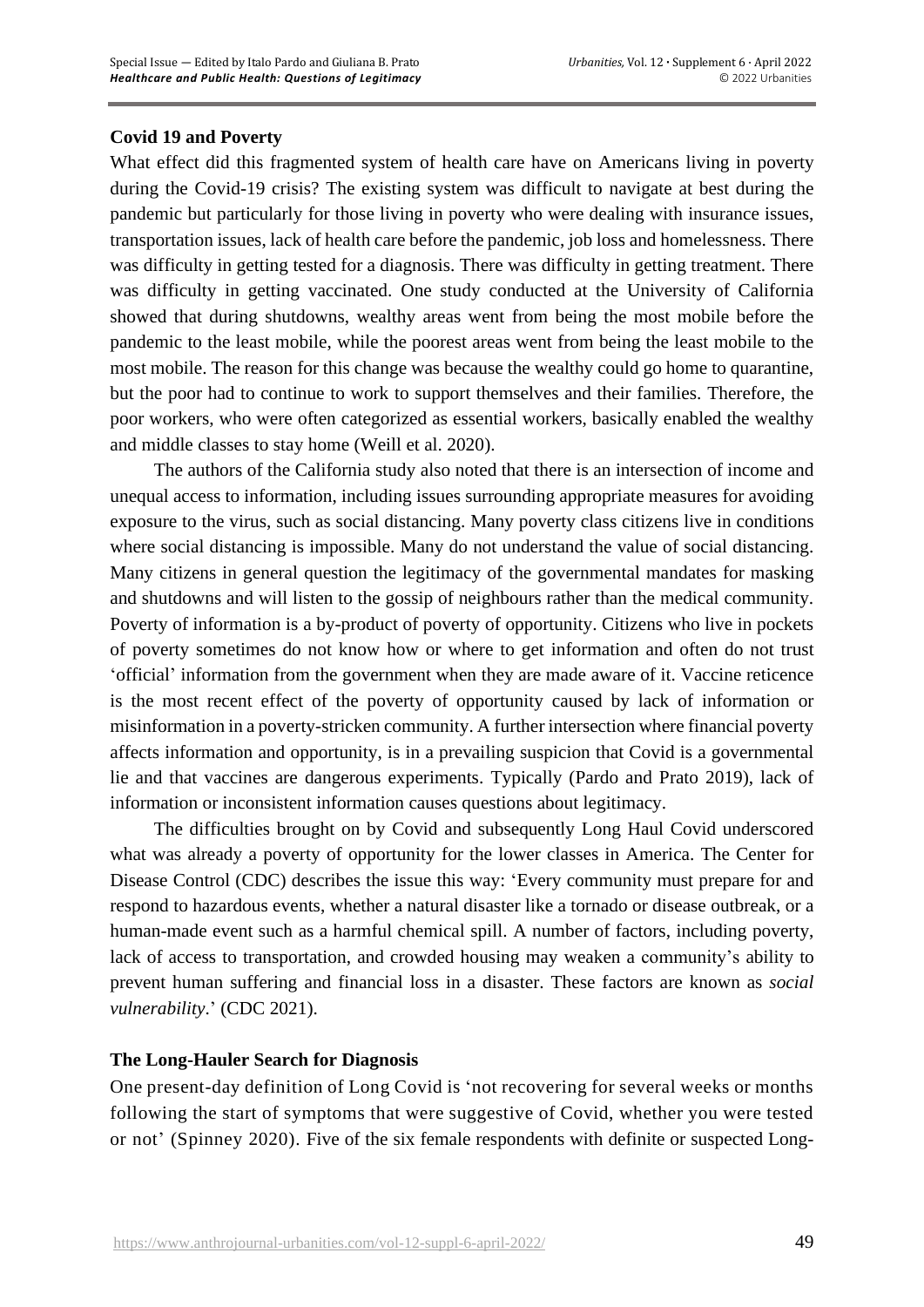## Covid 19 and Poverty

What effect did this fragmented system of health care have on Americans living in poverty during the Covid-19 crisis? The existing system was difficult to navigate at best during the pandemic but particularly for those living in poverty who were dealing with insurance issues, transportation issues, lack of health care before the pandemic, job loss and homelessness. There was difficulty in getting tested for a diagnosis. There was difficulty in getting treatment. There was difficulty in getting vaccinated. One study conducted at the University of California showed that during shutdowns, wealthy areas went from being the most mobile before the pandemic to the least mobile, while the poorest areas went from being the least mobile to the most mobile. The reason for this change was because the wealthy could go home to quarantine, but the poor had to continue to work to support themselves and their families. Therefore, the poor workers, who were often categorized as essential workers, basically enabled the wealthy and middle classes to stay home (Weill et al. 2020).

The authors of the California study also noted that there is an intersection of income and unequal access to information, including issues surrounding appropriate measures for avoiding exposure to the virus, such as social distancing. Many poverty class citizens live in conditions where social distancing is impossible. Many do not understand the value of social distancing. Many citizens in general question the legitimacy of the governmental mandates for masking and shutdowns and will listen to the gossip of neighbours rather than the medical community. Poverty of information is a by-product of poverty of opportunity. Citizens who live in pockets of poverty sometimes do not know how or where to get information and often do not trust 'official' information from the government when they are made aware of it. Vaccine reticence is the most recent effect of the poverty of opportunity caused by lack of information or misinformation in a poverty-stricken community. A further intersection where financial poverty affects information and opportunity, is in a prevailing suspicion that Covid is a governmental lie and that vaccines are dangerous experiments. Typically (Pardo and Prato 2019), lack of information or inconsistent information causes questions about legitimacy.

The difficulties brought on by Covid and subsequently Long Haul Covid underscored what was already a poverty of opportunity for the lower classes in America. The Center for Disease Control (CDC) describes the issue this way: 'Every community must prepare for and respond to hazardous events, whether a natural disaster like a tornado or disease outbreak, or a human-made event such as a harmful chemical spill. A number of factors, including poverty, lack of access to transportation, and crowded housing may weaken a community's ability to prevent human suffering and financial loss in a disaster. These factors are known as *social vulnerability*.' (CDC 2021).

## The Long-Hauler Search for Diagnosis

One present-day definition of Long Covid is 'not recovering for several weeks or months following the start of symptoms that were suggestive of Covid, whether you were tested or not' (Spinney 2020). Five of the six female respondents with definite or suspected Long-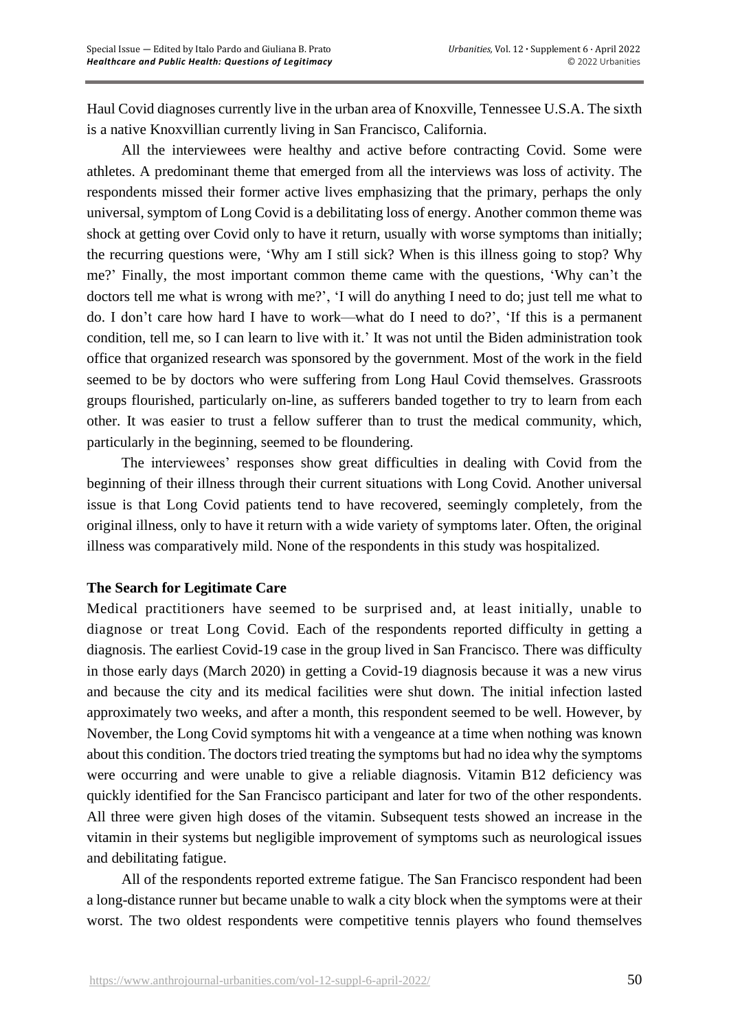Haul Covid diagnoses currently live in the urban area of Knoxville, Tennessee U.S.A. The sixth is a native Knoxvillian currently living in San Francisco, California.

All the interviewees were healthy and active before contracting Covid. Some were athletes. A predominant theme that emerged from all the interviews was loss of activity. The respondents missed their former active lives emphasizing that the primary, perhaps the only universal, symptom of Long Covid is a debilitating loss of energy. Another common theme was shock at getting over Covid only to have it return, usually with worse symptoms than initially; the recurring questions were, 'Why am I still sick? When is this illness going to stop? Why me?' Finally, the most important common theme came with the questions, 'Why can't the doctors tell me what is wrong with me?', 'I will do anything I need to do; just tell me what to do. I don't care how hard I have to work—what do I need to do?', 'If this is a permanent condition, tell me, so I can learn to live with it.' It was not until the Biden administration took office that organized research was sponsored by the government. Most of the work in the field seemed to be by doctors who were suffering from Long Haul Covid themselves. Grassroots groups flourished, particularly on-line, as sufferers banded together to try to learn from each other. It was easier to trust a fellow sufferer than to trust the medical community, which, particularly in the beginning, seemed to be floundering.

The interviewees' responses show great difficulties in dealing with Covid from the beginning of their illness through their current situations with Long Covid. Another universal issue is that Long Covid patients tend to have recovered, seemingly completely, from the original illness, only to have it return with a wide variety of symptoms later. Often, the original illness was comparatively mild. None of the respondents in this study was hospitalized.

## The Search for Legitimate Care

Medical practitioners have seemed to be surprised and, at least initially, unable to diagnose or treat Long Covid. Each of the respondents reported difficulty in getting a diagnosis. The earliest Covid-19 case in the group lived in San Francisco. There was difficulty in those early days (March 2020) in getting a Covid-19 diagnosis because it was a new virus and because the city and its medical facilities were shut down. The initial infection lasted approximately two weeks, and after a month, this respondent seemed to be well. However, by November, the Long Covid symptoms hit with a vengeance at a time when nothing was known about this condition. The doctors tried treating the symptoms but had no idea why the symptoms were occurring and were unable to give a reliable diagnosis. Vitamin B12 deficiency was quickly identified for the San Francisco participant and later for two of the other respondents. All three were given high doses of the vitamin. Subsequent tests showed an increase in the vitamin in their systems but negligible improvement of symptoms such as neurological issues and debilitating fatigue.

All of the respondents reported extreme fatigue. The San Francisco respondent had been a long-distance runner but became unable to walk a city block when the symptoms were at their worst. The two oldest respondents were competitive tennis players who found themselves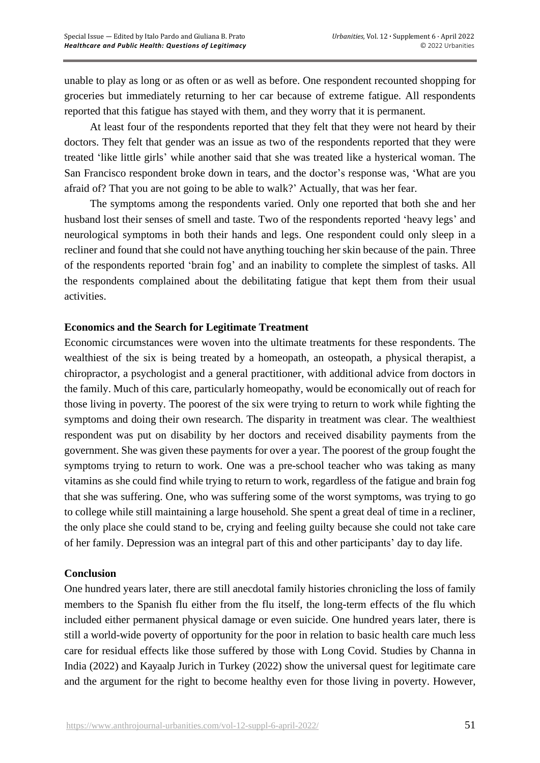unable to play as long or as often or as well as before. One respondent recounted shopping for groceries but immediately returning to her car because of extreme fatigue. All respondents reported that this fatigue has stayed with them, and they worry that it is permanent.

At least four of the respondents reported that they felt that they were not heard by their doctors. They felt that gender was an issue as two of the respondents reported that they were treated 'like little girls' while another said that she was treated like a hysterical woman. The San Francisco respondent broke down in tears, and the doctor's response was, 'What are you afraid of? That you are not going to be able to walk?' Actually, that was her fear.

The symptoms among the respondents varied. Only one reported that both she and her husband lost their senses of smell and taste. Two of the respondents reported 'heavy legs' and neurological symptoms in both their hands and legs. One respondent could only sleep in a recliner and found that she could not have anything touching her skin because of the pain. Three of the respondents reported 'brain fog' and an inability to complete the simplest of tasks. All the respondents complained about the debilitating fatigue that kept them from their usual activities.

**Economics and the Search for Legitimate Treatment**

Economic circumstances were woven into the ultimate treatments for these respondents. The wealthiest of the six is being treated by a homeopath, an osteopath, a physical therapist, a chiropractor, a psychologist and a general practitioner, with additional advice from doctors in the family. Much of this care, particularly homeopathy, would be economically out of reach for those living in poverty. The poorest of the six were trying to return to work while fighting the symptoms and doing their own research. The disparity in treatment was clear. The wealthiest respondent was put on disability by her doctors and received disability payments from the government. She was given these payments for over a year. The poorest of the group fought the symptoms trying to return to work. One was a pre-school teacher who was taking as many vitamins as she could find while trying to return to work, regardless of the fatigue and brain fog that she was suffering. One, who was suffering some of the worst symptoms, was trying to go to college while still maintaining a large household. She spent a great deal of time in a recliner, the only place she could stand to be, crying and feeling guilty because she could not take care of her family. Depression was an integral part of this and other participants' day to day life.

**Conclusion**

One hundred years later, there are still anecdotal family histories chronicling the loss of family members to the Spanish flu either from the flu itself, the long-term effects of the flu which included either permanent physical damage or even suicide. One hundred years later, there is still a world-wide poverty of opportunity for the poor in relation to basic health care much less care for residual effects like those suffered by those with Long Covid. Studies by Channa in India (2022) and Kayaalp Jurich in Turkey (2022) show the universal quest for legitimate care and the argument for the right to become healthy even for those living in poverty. However,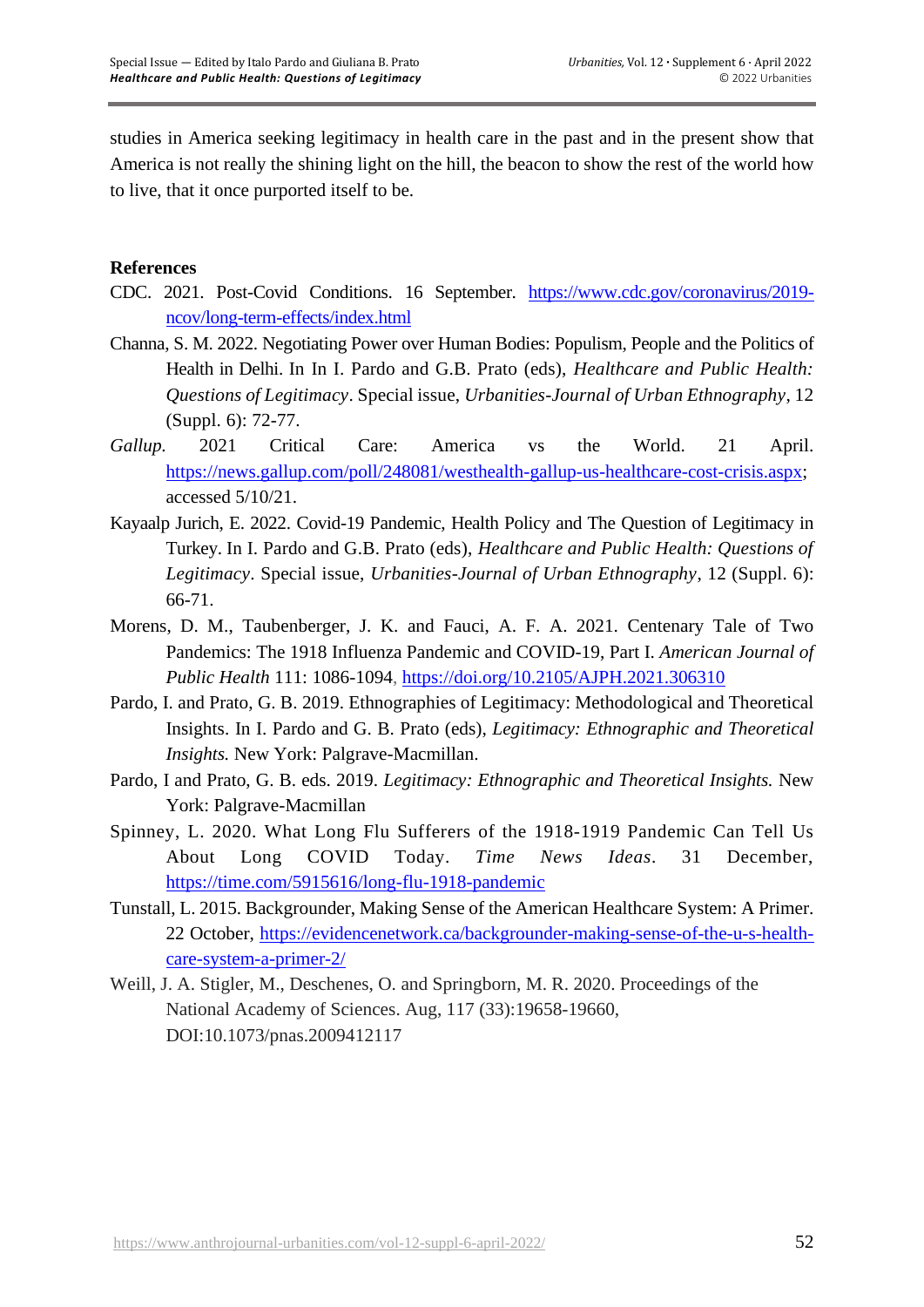studies in America seeking legitimacy in health care in the past and in the present show that America is not really the shining light on the hill, the beacon to show the rest of the world how to live, that it once purported itself to be.

**References**

CDC. 2021. Post-Covid Conditions. 16 September. https://www.cdc.gov/coronavirus/2019-ncov/long-term-effects/index.html

Channa, S. M. 2022. Negotiating Power over Human Bodies: Populism, People and the Politics of Health in Delhi. In In I. Pardo and G.B. Prato (eds), *Healthcare and Public Health: Questions of Legitimacy*. Special issue, *Urbanities-Journal of Urban Ethnography*, 12 (Suppl. 6): 72-77.

*Gallup.* 2021 Critical Care: America vs the World. 21 April. https://news.gallup.com/poll/248081/westhealth-gallup-us-healthcare-cost-crisis.aspx; accessed 5/10/21.

Kayaalp Jurich, E. 2022. Covid-19 Pandemic, Health Policy and The Question of Legitimacy in Turkey. In I. Pardo and G.B. Prato (eds), *Healthcare and Public Health: Questions of Legitimacy*. Special issue, *Urbanities-Journal of Urban Ethnography*, 12 (Suppl. 6): 66-71.

Morens, D. M., Taubenberger, J. K. and Fauci, A. F. A. 2021. Centenary Tale of Two Pandemics: The 1918 Influenza Pandemic and COVID-19, Part I. *American Journal of Public Health* 111: 1086-1094, https://doi.org/10.2105/AJPH.2021.306310

Pardo, I. and Prato, G. B. 2019. Ethnographies of Legitimacy: Methodological and Theoretical Insights. In I. Pardo and G. B. Prato (eds), *Legitimacy: Ethnographic and Theoretical Insights.* New York: Palgrave-Macmillan.

Pardo, I and Prato, G. B. eds. 2019. *Legitimacy: Ethnographic and Theoretical Insights.* New York: Palgrave-Macmillan

Spinney, L. 2020. What Long Flu Sufferers of the 1918-1919 Pandemic Can Tell Us About Long COVID Today. *Time News Ideas*. 31 December, https://time.com/5915616/long-flu-1918-pandemic

Tunstall, L. 2015. Backgrounder, Making Sense of the American Healthcare System: A Primer. 22 October, https://evidencenetwork.ca/backgrounder-making-sense-of-the-u-s-health-care-system-a-primer-2/

Weill, J. A. Stigler, M., Deschenes, O. and Springborn, M. R. 2020. Proceedings of the National Academy of Sciences. Aug, 117 (33):19658-19660, DOI:10.1073/pnas.2009412117